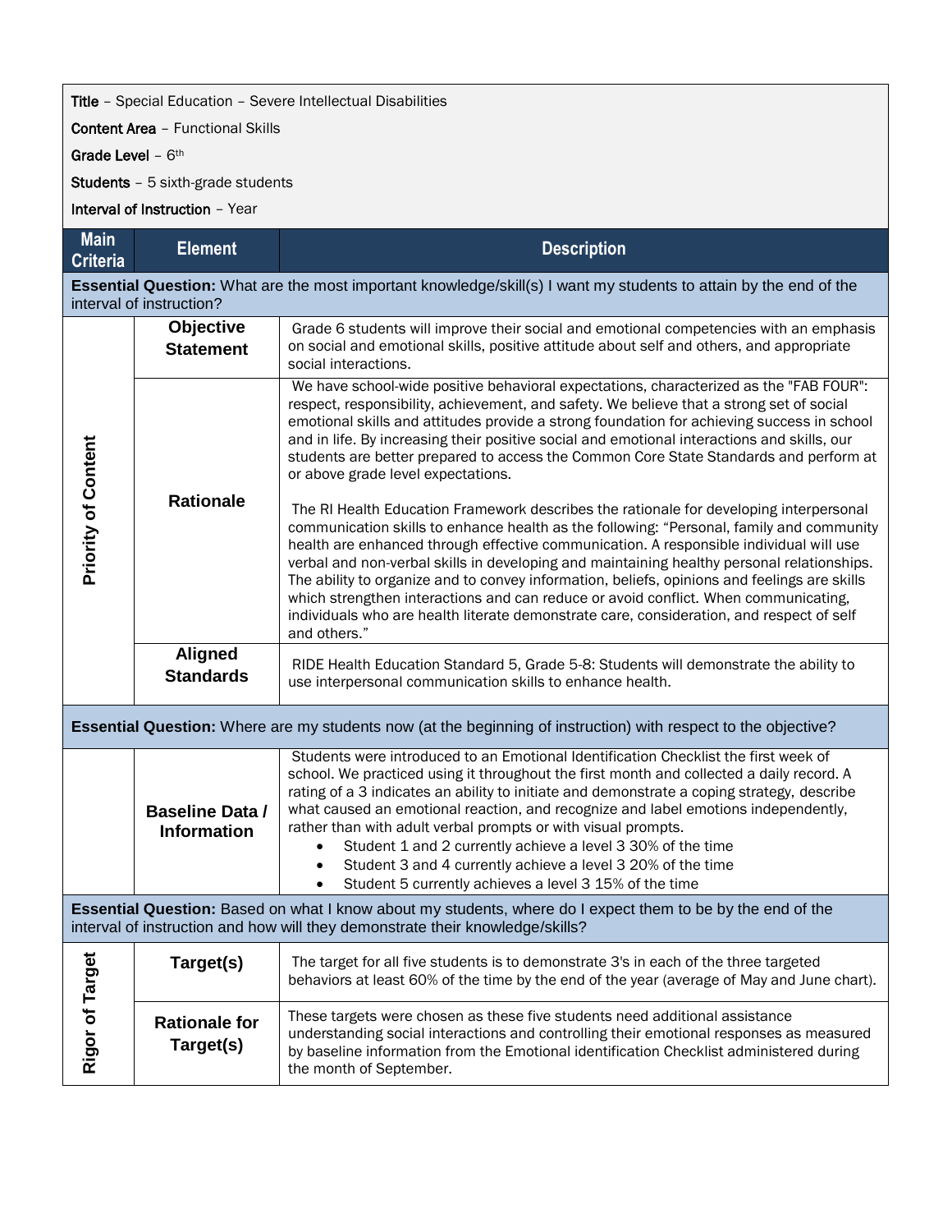**Title** – Special Education – Severe Intellectual Disabilities

**Content Area** – Functional Skills

**Grade Level** – 6th

**Students** – 5 sixth-grade students

**Interval of Instruction** – Year

| Main Criteria | Element | Description |
|---|---|---|
| **Essential Question:** What are the most important knowledge/skill(s) I want my students to attain by the end of the interval of instruction? | | |
| Priority of Content | **Objective Statement** | Grade 6 students will improve their social and emotional competencies with an emphasis on social and emotional skills, positive attitude about self and others, and appropriate social interactions. |
| | **Rationale** | We have school-wide positive behavioral expectations, characterized as the "FAB FOUR": respect, responsibility, achievement, and safety. We believe that a strong set of social emotional skills and attitudes provide a strong foundation for achieving success in school and in life. By increasing their positive social and emotional interactions and skills, our students are better prepared to access the Common Core State Standards and perform at or above grade level expectations.<br><br>The RI Health Education Framework describes the rationale for developing interpersonal communication skills to enhance health as the following: "Personal, family and community health are enhanced through effective communication. A responsible individual will use verbal and non-verbal skills in developing and maintaining healthy personal relationships. The ability to organize and to convey information, beliefs, opinions and feelings are skills which strengthen interactions and can reduce or avoid conflict. When communicating, individuals who are health literate demonstrate care, consideration, and respect of self and others." |
| | **Aligned Standards** | RIDE Health Education Standard 5, Grade 5-8: Students will demonstrate the ability to use interpersonal communication skills to enhance health. |
| **Essential Question:** Where are my students now (at the beginning of instruction) with respect to the objective? | | |
| | **Baseline Data / Information** | Students were introduced to an Emotional Identification Checklist the first week of school. We practiced using it throughout the first month and collected a daily record. A rating of a 3 indicates an ability to initiate and demonstrate a coping strategy, describe what caused an emotional reaction, and recognize and label emotions independently, rather than with adult verbal prompts or with visual prompts.<br>• Student 1 and 2 currently achieve a level 3 30% of the time<br>• Student 3 and 4 currently achieve a level 3 20% of the time<br>• Student 5 currently achieves a level 3 15% of the time |
| **Essential Question:** Based on what I know about my students, where do I expect them to be by the end of the interval of instruction and how will they demonstrate their knowledge/skills? | | |
| Rigor of Target | **Target(s)** | The target for all five students is to demonstrate 3's in each of the three targeted behaviors at least 60% of the time by the end of the year (average of May and June chart). |
| | **Rationale for Target(s)** | These targets were chosen as these five students need additional assistance understanding social interactions and controlling their emotional responses as measured by baseline information from the Emotional identification Checklist administered during the month of September. |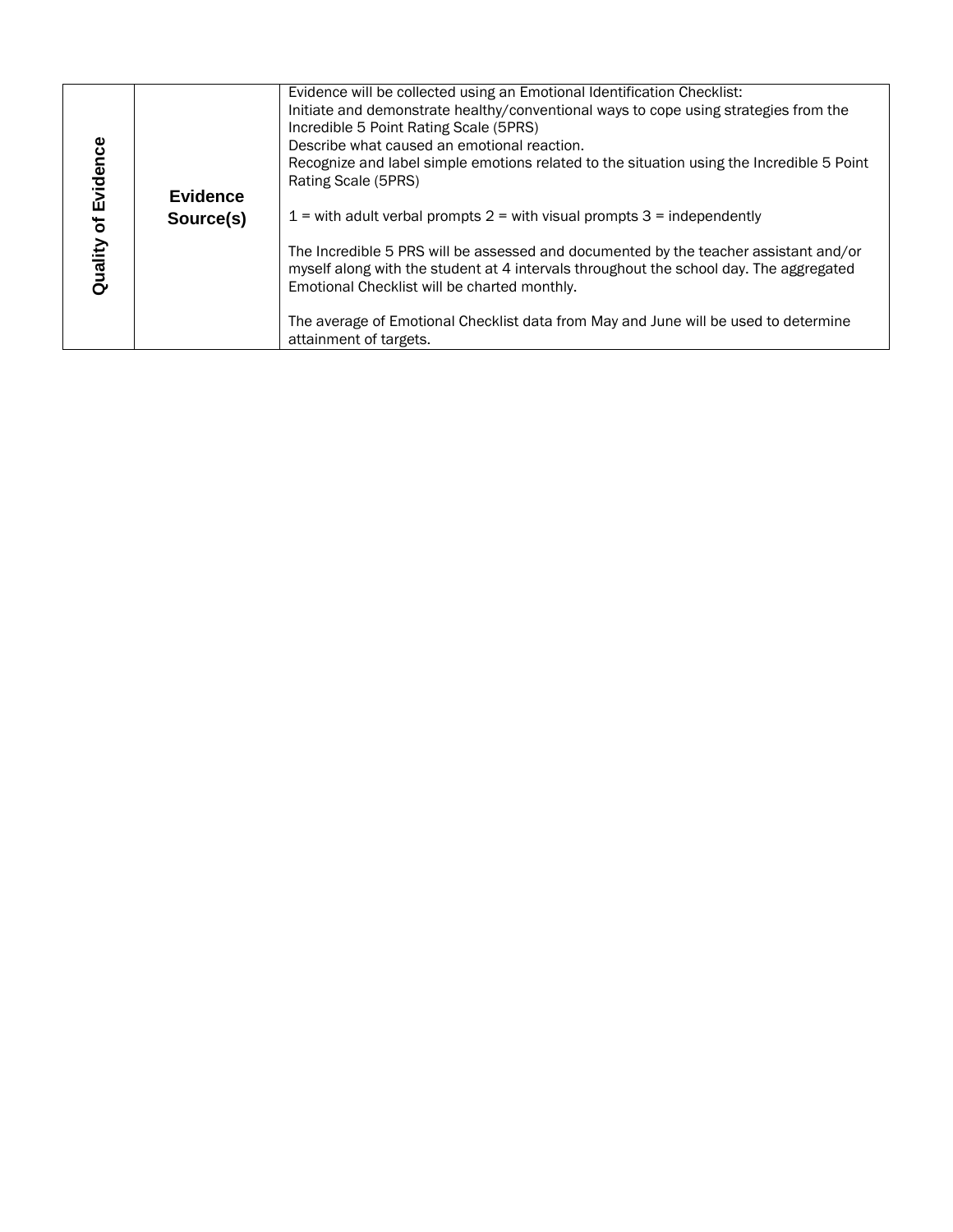| | | |
|---|---|---|
| **Quality of Evidence** | **Evidence Source(s)** | Evidence will be collected using an Emotional Identification Checklist:<br>Initiate and demonstrate healthy/conventional ways to cope using strategies from the Incredible 5 Point Rating Scale (5PRS)<br>Describe what caused an emotional reaction.<br>Recognize and label simple emotions related to the situation using the Incredible 5 Point Rating Scale (5PRS)<br><br>1 = with adult verbal prompts 2 = with visual prompts 3 = independently<br><br>The Incredible 5 PRS will be assessed and documented by the teacher assistant and/or myself along with the student at 4 intervals throughout the school day. The aggregated Emotional Checklist will be charted monthly.<br><br>The average of Emotional Checklist data from May and June will be used to determine attainment of targets. |